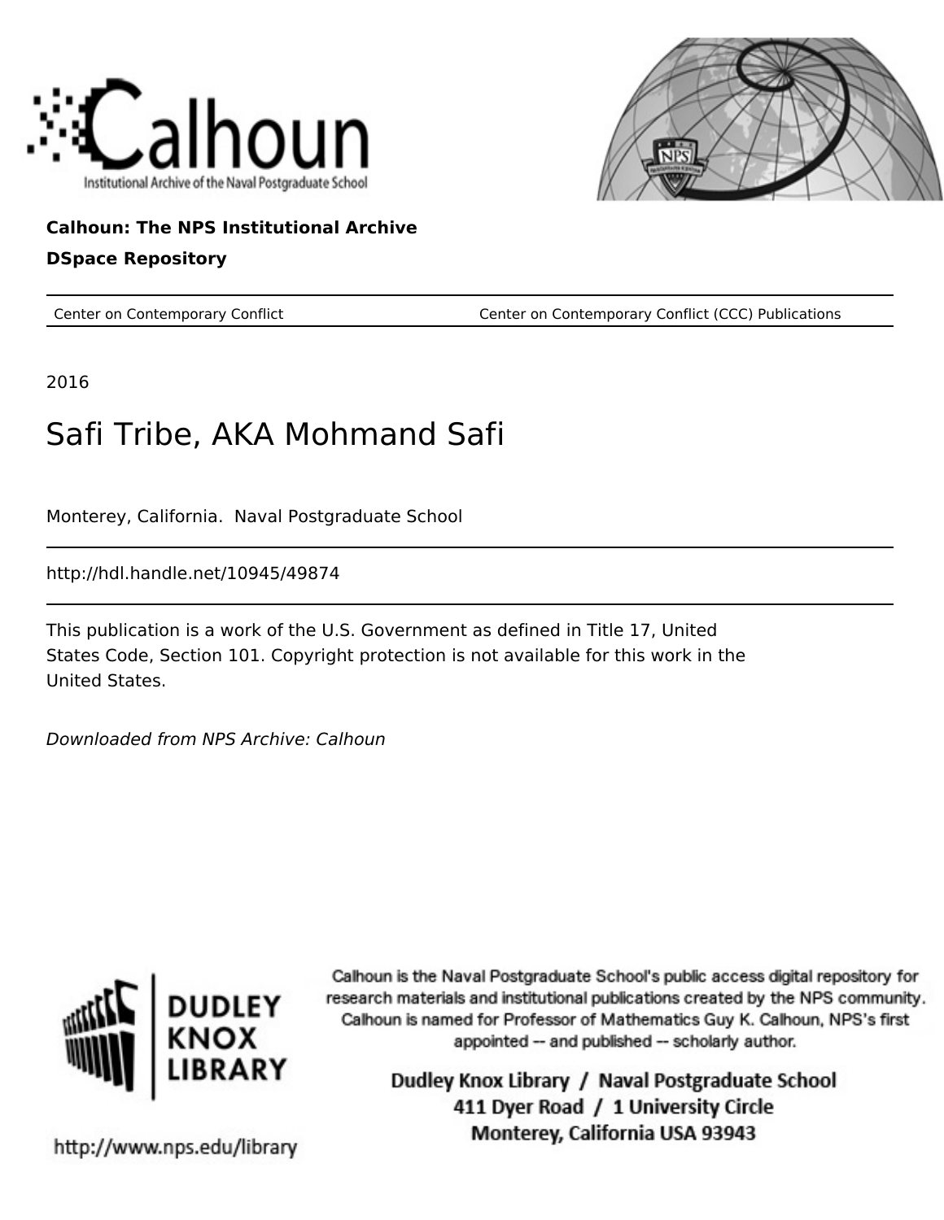Calhoun: The NPS Institutional Archive

DSpace Repository

| Center on Contemporary Conflict | Center on Contemporary Conflict (CCC) Publications |
| --- | --- |

2016

# Safi Tribe, AKA Mohmand Safi

Monterey, California. Naval Postgraduate School

http://hdl.handle.net/10945/49874

This publication is a work of the U.S. Government as defined in Title 17, United States Code, Section 101. Copyright protection is not available for this work in the United States.

*Downloaded from NPS Archive: Calhoun*

Calhoun is the Naval Postgraduate School's public access digital repository for research materials and institutional publications created by the NPS community. Calhoun is named for Professor of Mathematics Guy K. Calhoun, NPS's first appointed -- and published -- scholarly author.

Dudley Knox Library / Naval Postgraduate School
411 Dyer Road / 1 University Circle
Monterey, California USA 93943

http://www.nps.edu/library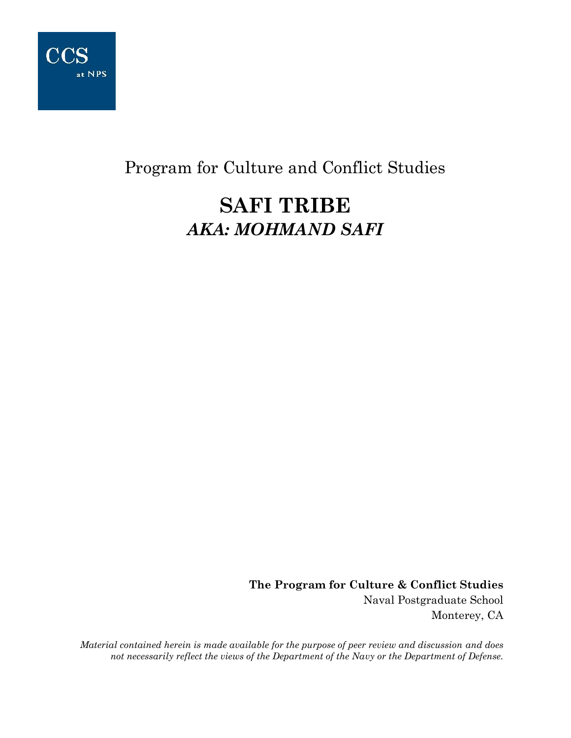CCS

at NPS

Program for Culture and Conflict Studies

# SAFI TRIBE

## *AKA: MOHMAND SAFI*

**The Program for Culture & Conflict Studies**

Naval Postgraduate School

Monterey, CA

*Material contained herein is made available for the purpose of peer review and discussion and does not necessarily reflect the views of the Department of the Navy or the Department of Defense.*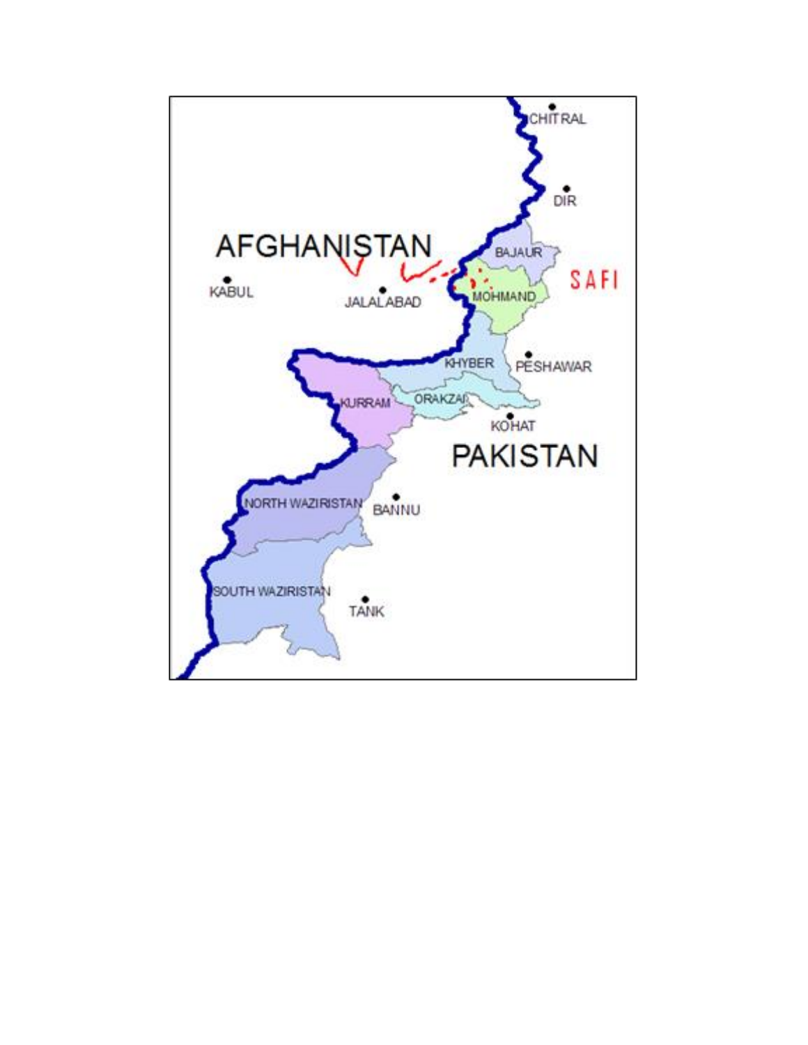CHITRAL

DIR

AFGHANISTAN

BAJAUR

SAFI

KABUL

JALALABAD

MOHMAND

KHYBER

PESHAWAR

KURRAM

ORAKZAI

KOHAT

PAKISTAN

NORTH WAZIRISTAN

BANNU

SOUTH WAZIRISTAN

TANK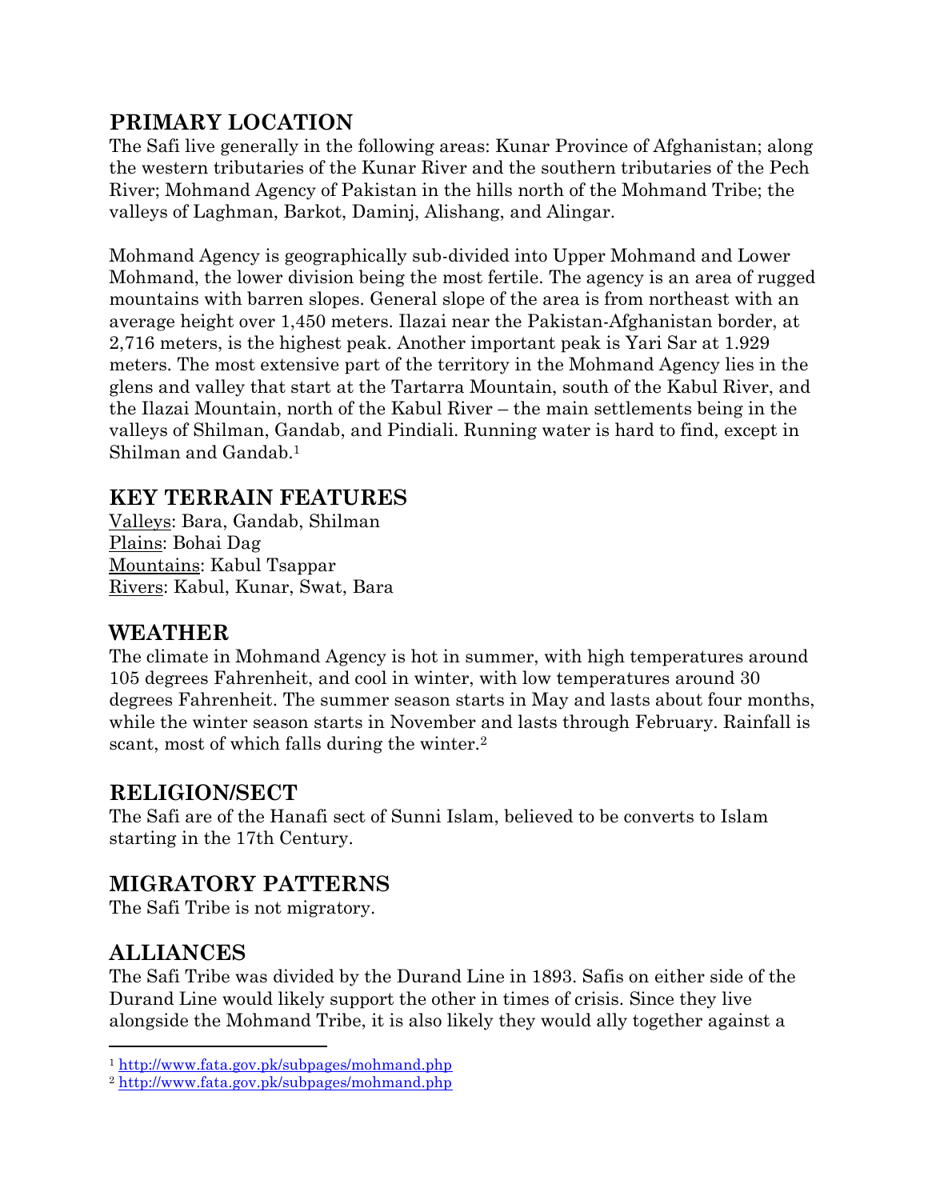## PRIMARY LOCATION

The Safi live generally in the following areas: Kunar Province of Afghanistan; along the western tributaries of the Kunar River and the southern tributaries of the Pech River; Mohmand Agency of Pakistan in the hills north of the Mohmand Tribe; the valleys of Laghman, Barkot, Daminj, Alishang, and Alingar.

Mohmand Agency is geographically sub-divided into Upper Mohmand and Lower Mohmand, the lower division being the most fertile. The agency is an area of rugged mountains with barren slopes. General slope of the area is from northeast with an average height over 1,450 meters. Ilazai near the Pakistan-Afghanistan border, at 2,716 meters, is the highest peak. Another important peak is Yari Sar at 1.929 meters. The most extensive part of the territory in the Mohmand Agency lies in the glens and valley that start at the Tartarra Mountain, south of the Kabul River, and the Ilazai Mountain, north of the Kabul River – the main settlements being in the valleys of Shilman, Gandab, and Pindiali. Running water is hard to find, except in Shilman and Gandab.[1]

## KEY TERRAIN FEATURES

Valleys: Bara, Gandab, Shilman
Plains: Bohai Dag
Mountains: Kabul Tsappar
Rivers: Kabul, Kunar, Swat, Bara

## WEATHER

The climate in Mohmand Agency is hot in summer, with high temperatures around 105 degrees Fahrenheit, and cool in winter, with low temperatures around 30 degrees Fahrenheit. The summer season starts in May and lasts about four months, while the winter season starts in November and lasts through February. Rainfall is scant, most of which falls during the winter.[2]

## RELIGION/SECT

The Safi are of the Hanafi sect of Sunni Islam, believed to be converts to Islam starting in the 17th Century.

## MIGRATORY PATTERNS

The Safi Tribe is not migratory.

## ALLIANCES

The Safi Tribe was divided by the Durand Line in 1893. Safis on either side of the Durand Line would likely support the other in times of crisis. Since they live alongside the Mohmand Tribe, it is also likely they would ally together against a

---

[1] http://www.fata.gov.pk/subpages/mohmand.php

[2] http://www.fata.gov.pk/subpages/mohmand.php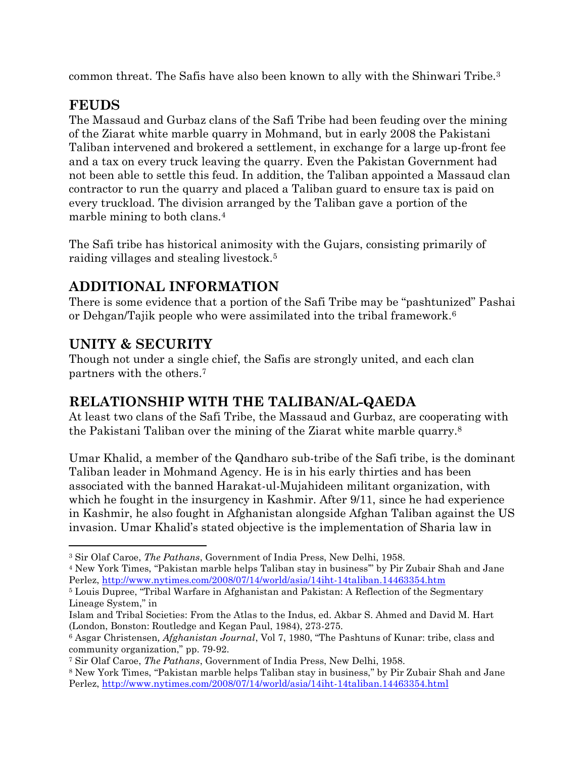common threat. The Safis have also been known to ally with the Shinwari Tribe.[3]

## FEUDS

The Massaud and Gurbaz clans of the Safi Tribe had been feuding over the mining of the Ziarat white marble quarry in Mohmand, but in early 2008 the Pakistani Taliban intervened and brokered a settlement, in exchange for a large up-front fee and a tax on every truck leaving the quarry. Even the Pakistan Government had not been able to settle this feud. In addition, the Taliban appointed a Massaud clan contractor to run the quarry and placed a Taliban guard to ensure tax is paid on every truckload. The division arranged by the Taliban gave a portion of the marble mining to both clans.[4]

The Safi tribe has historical animosity with the Gujars, consisting primarily of raiding villages and stealing livestock.[5]

## ADDITIONAL INFORMATION

There is some evidence that a portion of the Safi Tribe may be "pashtunized" Pashai or Dehgan/Tajik people who were assimilated into the tribal framework.[6]

## UNITY & SECURITY

Though not under a single chief, the Safis are strongly united, and each clan partners with the others.[7]

## RELATIONSHIP WITH THE TALIBAN/AL-QAEDA

At least two clans of the Safi Tribe, the Massaud and Gurbaz, are cooperating with the Pakistani Taliban over the mining of the Ziarat white marble quarry.[8]

Umar Khalid, a member of the Qandharo sub-tribe of the Safi tribe, is the dominant Taliban leader in Mohmand Agency. He is in his early thirties and has been associated with the banned Harakat-ul-Mujahideen militant organization, with which he fought in the insurgency in Kashmir. After 9/11, since he had experience in Kashmir, he also fought in Afghanistan alongside Afghan Taliban against the US invasion. Umar Khalid's stated objective is the implementation of Sharia law in

---

[3] Sir Olaf Caroe, *The Pathans*, Government of India Press, New Delhi, 1958.

[4] New York Times, "Pakistan marble helps Taliban stay in business'" by Pir Zubair Shah and Jane Perlez, http://www.nytimes.com/2008/07/14/world/asia/14iht-14taliban.14463354.htm

[5] Louis Dupree, "Tribal Warfare in Afghanistan and Pakistan: A Reflection of the Segmentary Lineage System," in Islam and Tribal Societies: From the Atlas to the Indus, ed. Akbar S. Ahmed and David M. Hart (London, Bonston: Routledge and Kegan Paul, 1984), 273-275.

[6] Asgar Christensen, *Afghanistan Journal*, Vol 7, 1980, "The Pashtuns of Kunar: tribe, class and community organization," pp. 79-92.

[7] Sir Olaf Caroe, *The Pathans*, Government of India Press, New Delhi, 1958.

[8] New York Times, "Pakistan marble helps Taliban stay in business," by Pir Zubair Shah and Jane Perlez, http://www.nytimes.com/2008/07/14/world/asia/14iht-14taliban.14463354.html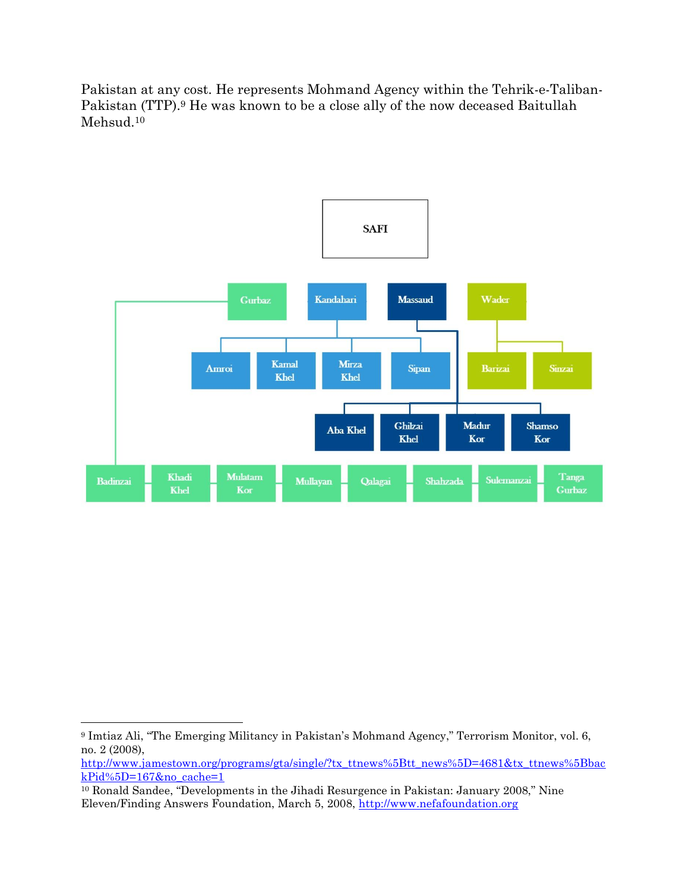Pakistan at any cost. He represents Mohmand Agency within the Tehrik-e-Taliban-Pakistan (TTP).[9] He was known to be a close ally of the now deceased Baitullah Mehsud.[10]

SAFI

Gurbaz
Kandahari
Massaud
Wader

Amroi
Kamal Khel
Mirza Khel
Sipan
Barizai
Sinzai

Aba Khel
Ghilzai Khel
Madur Kor
Shamso Kor

Badinzai
Khadi Khel
Mulatam Kor
Mullayan
Qalagai
Shahzada
Sulemanzai
Tanga Gurbaz

[9] Imtiaz Ali, "The Emerging Militancy in Pakistan's Mohmand Agency," Terrorism Monitor, vol. 6, no. 2 (2008), http://www.jamestown.org/programs/gta/single/?tx_ttnews%5Btt_news%5D=4681&tx_ttnews%5BbackPid%5D=167&no_cache=1

[10] Ronald Sandee, "Developments in the Jihadi Resurgence in Pakistan: January 2008," Nine Eleven/Finding Answers Foundation, March 5, 2008, http://www.nefafoundation.org